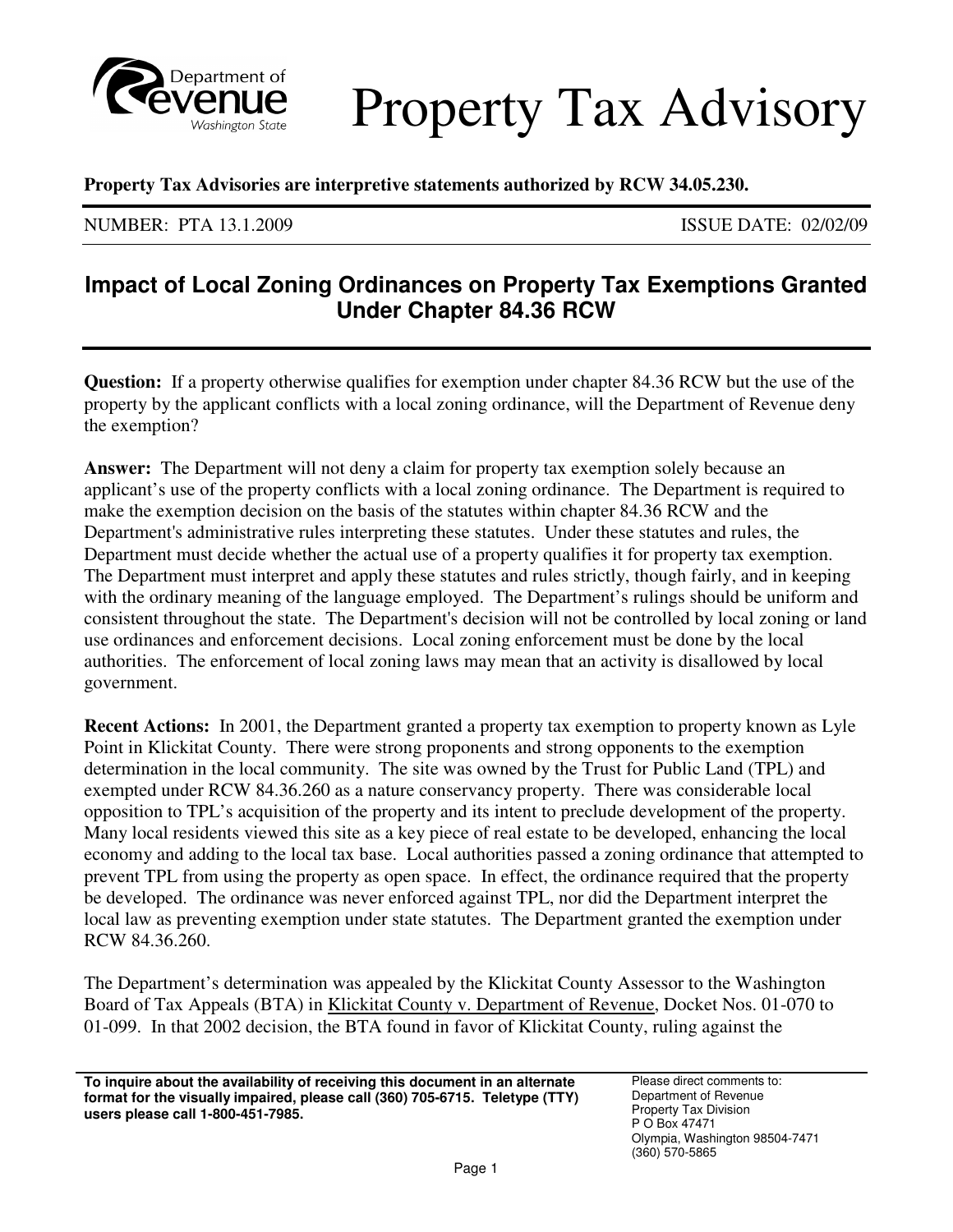# Property Tax Advisory

**Property Tax Advisories are interpretive statements authorized by RCW 34.05.230.**

NUMBER: PTA 13.1.2009 ISSUE DATE: 02/02/09

## Impact of Local Zoning Ordinances on Property Tax Exemptions Granted Under Chapter 84.36 RCW

**Question:** If a property otherwise qualifies for exemption under chapter 84.36 RCW but the use of the property by the applicant conflicts with a local zoning ordinance, will the Department of Revenue deny the exemption?

**Answer:** The Department will not deny a claim for property tax exemption solely because an applicant's use of the property conflicts with a local zoning ordinance. The Department is required to make the exemption decision on the basis of the statutes within chapter 84.36 RCW and the Department's administrative rules interpreting these statutes. Under these statutes and rules, the Department must decide whether the actual use of a property qualifies it for property tax exemption. The Department must interpret and apply these statutes and rules strictly, though fairly, and in keeping with the ordinary meaning of the language employed. The Department's rulings should be uniform and consistent throughout the state. The Department's decision will not be controlled by local zoning or land use ordinances and enforcement decisions. Local zoning enforcement must be done by the local authorities. The enforcement of local zoning laws may mean that an activity is disallowed by local government.

**Recent Actions:** In 2001, the Department granted a property tax exemption to property known as Lyle Point in Klickitat County. There were strong proponents and strong opponents to the exemption determination in the local community. The site was owned by the Trust for Public Land (TPL) and exempted under RCW 84.36.260 as a nature conservancy property. There was considerable local opposition to TPL's acquisition of the property and its intent to preclude development of the property. Many local residents viewed this site as a key piece of real estate to be developed, enhancing the local economy and adding to the local tax base. Local authorities passed a zoning ordinance that attempted to prevent TPL from using the property as open space. In effect, the ordinance required that the property be developed. The ordinance was never enforced against TPL, nor did the Department interpret the local law as preventing exemption under state statutes. The Department granted the exemption under RCW 84.36.260.

The Department's determination was appealed by the Klickitat County Assessor to the Washington Board of Tax Appeals (BTA) in Klickitat County v. Department of Revenue, Docket Nos. 01-070 to 01-099. In that 2002 decision, the BTA found in favor of Klickitat County, ruling against the

**To inquire about the availability of receiving this document in an alternate format for the visually impaired, please call (360) 705-6715. Teletype (TTY) users please call 1-800-451-7985.**

Please direct comments to:
Department of Revenue
Property Tax Division
P O Box 47471
Olympia, Washington 98504-7471
(360) 570-5865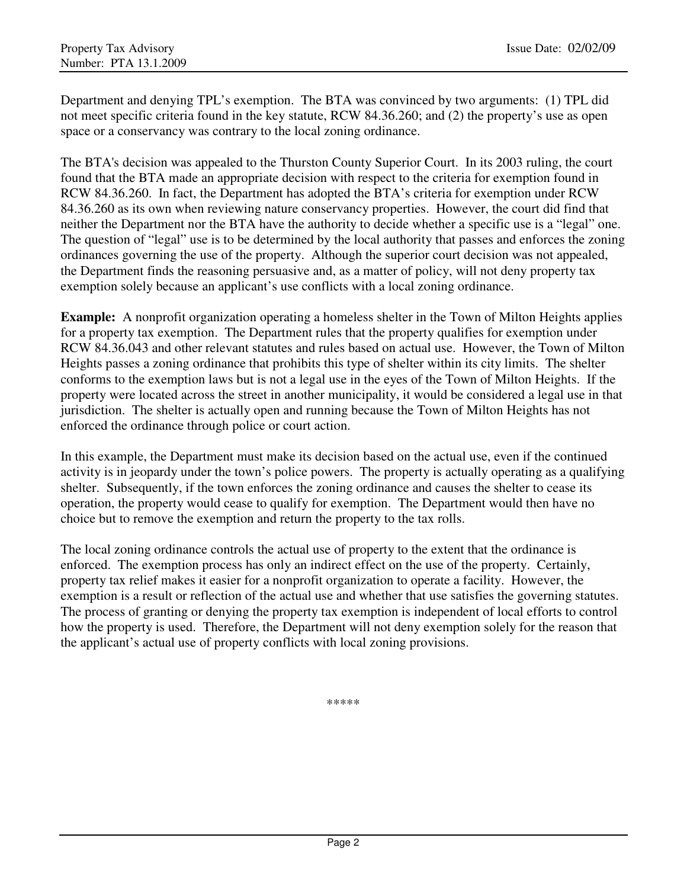Department and denying TPL's exemption. The BTA was convinced by two arguments: (1) TPL did not meet specific criteria found in the key statute, RCW 84.36.260; and (2) the property's use as open space or a conservancy was contrary to the local zoning ordinance.

The BTA's decision was appealed to the Thurston County Superior Court. In its 2003 ruling, the court found that the BTA made an appropriate decision with respect to the criteria for exemption found in RCW 84.36.260. In fact, the Department has adopted the BTA's criteria for exemption under RCW 84.36.260 as its own when reviewing nature conservancy properties. However, the court did find that neither the Department nor the BTA have the authority to decide whether a specific use is a "legal" one. The question of "legal" use is to be determined by the local authority that passes and enforces the zoning ordinances governing the use of the property. Although the superior court decision was not appealed, the Department finds the reasoning persuasive and, as a matter of policy, will not deny property tax exemption solely because an applicant's use conflicts with a local zoning ordinance.

**Example:** A nonprofit organization operating a homeless shelter in the Town of Milton Heights applies for a property tax exemption. The Department rules that the property qualifies for exemption under RCW 84.36.043 and other relevant statutes and rules based on actual use. However, the Town of Milton Heights passes a zoning ordinance that prohibits this type of shelter within its city limits. The shelter conforms to the exemption laws but is not a legal use in the eyes of the Town of Milton Heights. If the property were located across the street in another municipality, it would be considered a legal use in that jurisdiction. The shelter is actually open and running because the Town of Milton Heights has not enforced the ordinance through police or court action.

In this example, the Department must make its decision based on the actual use, even if the continued activity is in jeopardy under the town's police powers. The property is actually operating as a qualifying shelter. Subsequently, if the town enforces the zoning ordinance and causes the shelter to cease its operation, the property would cease to qualify for exemption. The Department would then have no choice but to remove the exemption and return the property to the tax rolls.

The local zoning ordinance controls the actual use of property to the extent that the ordinance is enforced. The exemption process has only an indirect effect on the use of the property. Certainly, property tax relief makes it easier for a nonprofit organization to operate a facility. However, the exemption is a result or reflection of the actual use and whether that use satisfies the governing statutes. The process of granting or denying the property tax exemption is independent of local efforts to control how the property is used. Therefore, the Department will not deny exemption solely for the reason that the applicant's actual use of property conflicts with local zoning provisions.

*****